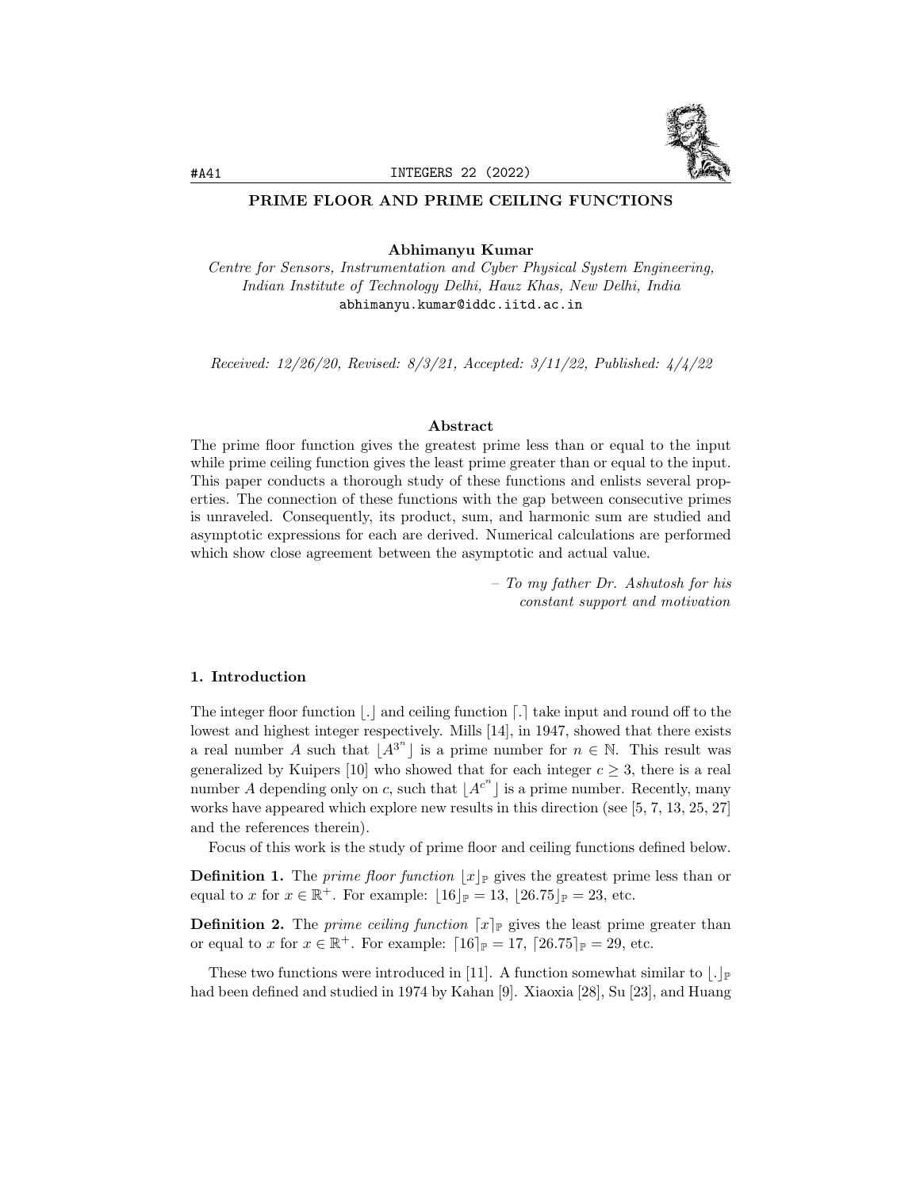# PRIME FLOOR AND PRIME CEILING FUNCTIONS

**Abhimanyu Kumar**
*Centre for Sensors, Instrumentation and Cyber Physical System Engineering, Indian Institute of Technology Delhi, Hauz Khas, New Delhi, India*
abhimanyu.kumar@iddc.iitd.ac.in

*Received: 12/26/20, Revised: 8/3/21, Accepted: 3/11/22, Published: 4/4/22*

### Abstract

The prime floor function gives the greatest prime less than or equal to the input while prime ceiling function gives the least prime greater than or equal to the input. This paper conducts a thorough study of these functions and enlists several properties. The connection of these functions with the gap between consecutive primes is unraveled. Consequently, its product, sum, and harmonic sum are studied and asymptotic expressions for each are derived. Numerical calculations are performed which show close agreement between the asymptotic and actual value.

*– To my father Dr. Ashutosh for his constant support and motivation*

## 1. Introduction

The integer floor function $\lfloor . \rfloor$ and ceiling function $\lceil . \rceil$ take input and round off to the lowest and highest integer respectively. Mills [14], in 1947, showed that there exists a real number $A$ such that $\lfloor A^{3^n} \rfloor$ is a prime number for $n \in \mathbb{N}$. This result was generalized by Kuipers [10] who showed that for each integer $c \geq 3$, there is a real number $A$ depending only on $c$, such that $\lfloor A^{c^n} \rfloor$ is a prime number. Recently, many works have appeared which explore new results in this direction (see [5, 7, 13, 25, 27] and the references therein).

Focus of this work is the study of prime floor and ceiling functions defined below.

**Definition 1.** The *prime floor function* $\lfloor x \rfloor_{\mathbb{P}}$ gives the greatest prime less than or equal to $x$ for $x \in \mathbb{R}^+$. For example: $\lfloor 16 \rfloor_{\mathbb{P}} = 13$, $\lfloor 26.75 \rfloor_{\mathbb{P}} = 23$, etc.

**Definition 2.** The *prime ceiling function* $\lceil x \rceil_{\mathbb{P}}$ gives the least prime greater than or equal to $x$ for $x \in \mathbb{R}^+$. For example: $\lceil 16 \rceil_{\mathbb{P}} = 17$, $\lceil 26.75 \rceil_{\mathbb{P}} = 29$, etc.

These two functions were introduced in [11]. A function somewhat similar to $\lfloor . \rfloor_{\mathbb{P}}$ had been defined and studied in 1974 by Kahan [9]. Xiaoxia [28], Su [23], and Huang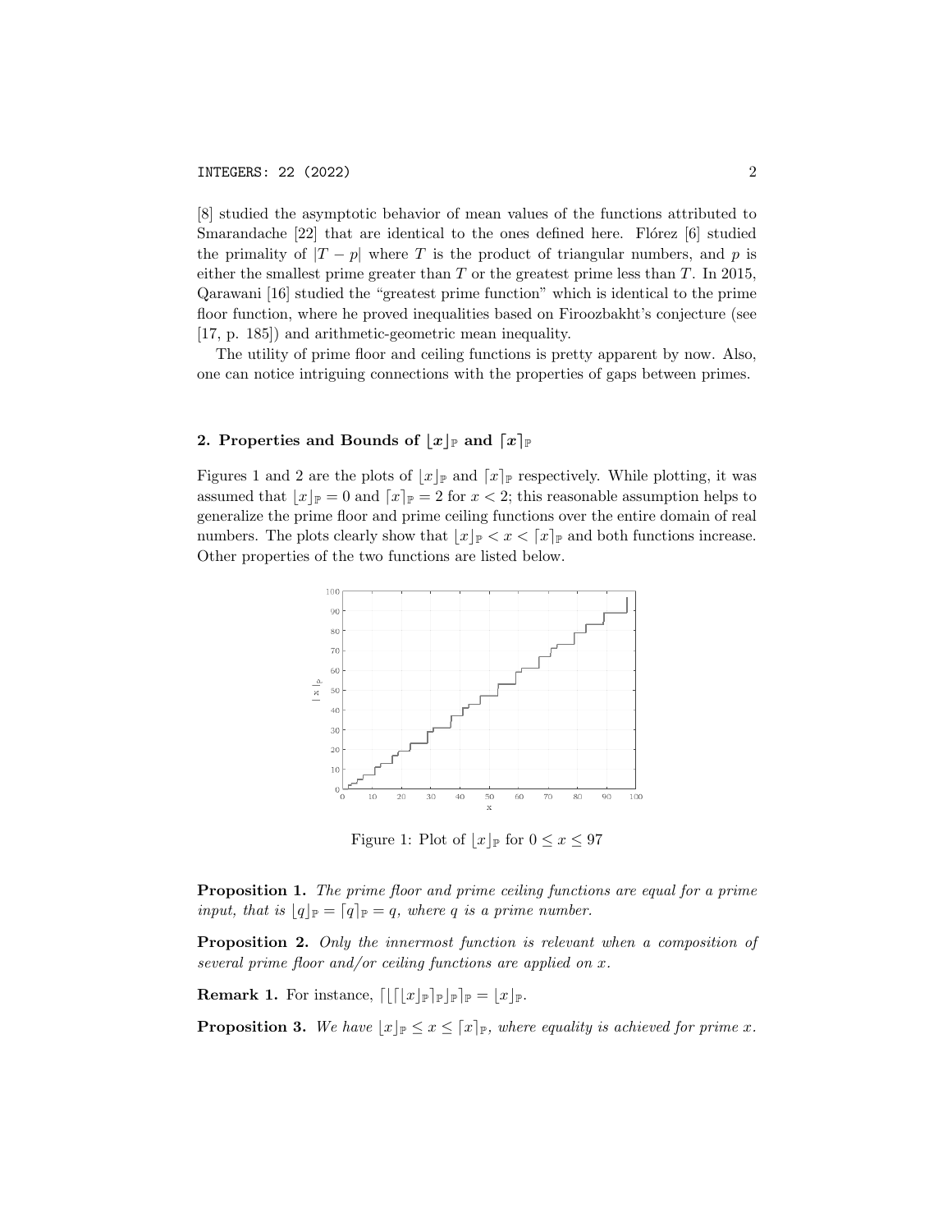[8] studied the asymptotic behavior of mean values of the functions attributed to Smarandache [22] that are identical to the ones defined here. Flórez [6] studied the primality of $|T - p|$ where $T$ is the product of triangular numbers, and $p$ is either the smallest prime greater than $T$ or the greatest prime less than $T$. In 2015, Qarawani [16] studied the "greatest prime function" which is identical to the prime floor function, where he proved inequalities based on Firoozbakht's conjecture (see [17, p. 185]) and arithmetic-geometric mean inequality.

The utility of prime floor and ceiling functions is pretty apparent by now. Also, one can notice intriguing connections with the properties of gaps between primes.

## 2. Properties and Bounds of $\lfloor x \rfloor_{\mathbb{P}}$ and $\lceil x \rceil_{\mathbb{P}}$

Figures 1 and 2 are the plots of $\lfloor x \rfloor_{\mathbb{P}}$ and $\lceil x \rceil_{\mathbb{P}}$ respectively. While plotting, it was assumed that $\lfloor x \rfloor_{\mathbb{P}} = 0$ and $\lceil x \rceil_{\mathbb{P}} = 2$ for $x < 2$; this reasonable assumption helps to generalize the prime floor and prime ceiling functions over the entire domain of real numbers. The plots clearly show that $\lfloor x \rfloor_{\mathbb{P}} < x < \lceil x \rceil_{\mathbb{P}}$ and both functions increase. Other properties of the two functions are listed below.

Figure 1: Plot of $\lfloor x \rfloor_{\mathbb{P}}$ for $0 \leq x \leq 97$

**Proposition 1.** *The prime floor and prime ceiling functions are equal for a prime input, that is* $\lfloor q \rfloor_{\mathbb{P}} = \lceil q \rceil_{\mathbb{P}} = q$, *where* $q$ *is a prime number.*

**Proposition 2.** *Only the innermost function is relevant when a composition of several prime floor and/or ceiling functions are applied on* $x$.

**Remark 1.** For instance, $\lceil \lfloor \lceil \lfloor x \rfloor_{\mathbb{P}} \rceil_{\mathbb{P}} \rfloor_{\mathbb{P}} \rceil_{\mathbb{P}} = \lfloor x \rfloor_{\mathbb{P}}$.

**Proposition 3.** *We have* $\lfloor x \rfloor_{\mathbb{P}} \leq x \leq \lceil x \rceil_{\mathbb{P}}$, *where equality is achieved for prime* $x$.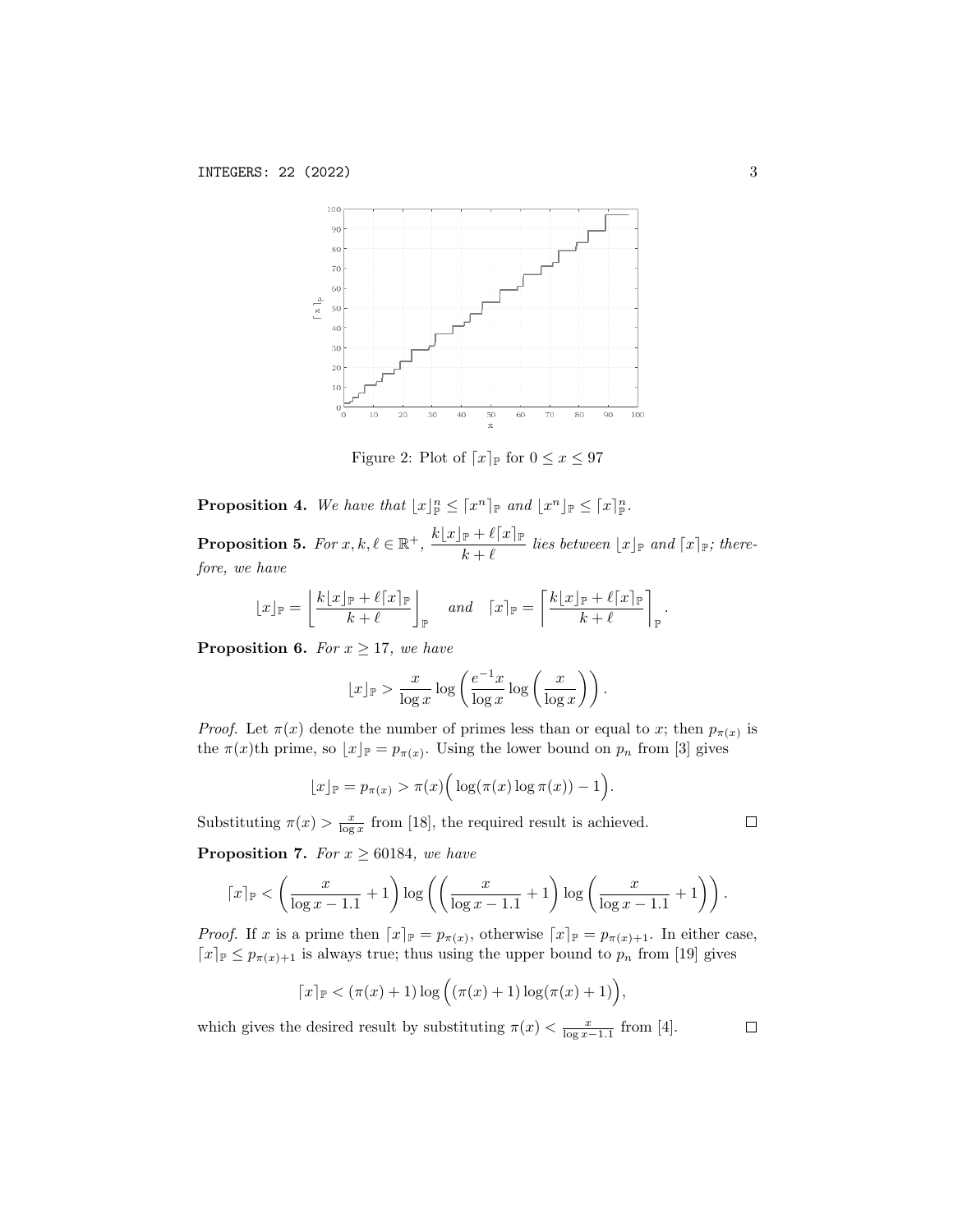Figure 2: Plot of $\lceil x \rceil_{\mathbb{P}}$ for $0 \le x \le 97$

**Proposition 4.** *We have that* $\lfloor x \rfloor_{\mathbb{P}}^n \le \lceil x^n \rceil_{\mathbb{P}}$ *and* $\lfloor x^n \rfloor_{\mathbb{P}} \le \lceil x \rceil_{\mathbb{P}}^n$.

**Proposition 5.** *For* $x, k, \ell \in \mathbb{R}^+$, $\dfrac{k\lfloor x \rfloor_{\mathbb{P}} + \ell \lceil x \rceil_{\mathbb{P}}}{k+\ell}$ *lies between* $\lfloor x \rfloor_{\mathbb{P}}$ *and* $\lceil x \rceil_{\mathbb{P}}$*; therefore, we have*

$$\lfloor x \rfloor_{\mathbb{P}} = \left\lfloor \frac{k\lfloor x \rfloor_{\mathbb{P}} + \ell \lceil x \rceil_{\mathbb{P}}}{k+\ell} \right\rfloor_{\mathbb{P}} \quad \text{and} \quad \lceil x \rceil_{\mathbb{P}} = \left\lceil \frac{k\lfloor x \rfloor_{\mathbb{P}} + \ell \lceil x \rceil_{\mathbb{P}}}{k+\ell} \right\rceil_{\mathbb{P}}.$$

**Proposition 6.** *For* $x \ge 17$*, we have*

$$\lfloor x \rfloor_{\mathbb{P}} > \frac{x}{\log x} \log\left( \frac{e^{-1}x}{\log x} \log\left( \frac{x}{\log x} \right) \right).$$

*Proof.* Let $\pi(x)$ denote the number of primes less than or equal to $x$; then $p_{\pi(x)}$ is the $\pi(x)$th prime, so $\lfloor x \rfloor_{\mathbb{P}} = p_{\pi(x)}$. Using the lower bound on $p_n$ from [3] gives

$$\lfloor x \rfloor_{\mathbb{P}} = p_{\pi(x)} > \pi(x)\Big( \log(\pi(x) \log \pi(x)) - 1 \Big).$$

Substituting $\pi(x) > \frac{x}{\log x}$ from [18], the required result is achieved. $\square$

**Proposition 7.** *For* $x \ge 60184$*, we have*

$$\lceil x \rceil_{\mathbb{P}} < \left( \frac{x}{\log x - 1.1} + 1 \right) \log\left( \left( \frac{x}{\log x - 1.1} + 1 \right) \log\left( \frac{x}{\log x - 1.1} + 1 \right) \right).$$

*Proof.* If $x$ is a prime then $\lceil x \rceil_{\mathbb{P}} = p_{\pi(x)}$, otherwise $\lceil x \rceil_{\mathbb{P}} = p_{\pi(x)+1}$. In either case, $\lceil x \rceil_{\mathbb{P}} \le p_{\pi(x)+1}$ is always true; thus using the upper bound to $p_n$ from [19] gives

$$\lceil x \rceil_{\mathbb{P}} < (\pi(x)+1) \log\Big( (\pi(x)+1) \log(\pi(x)+1) \Big),$$

which gives the desired result by substituting $\pi(x) < \frac{x}{\log x - 1.1}$ from [4]. $\square$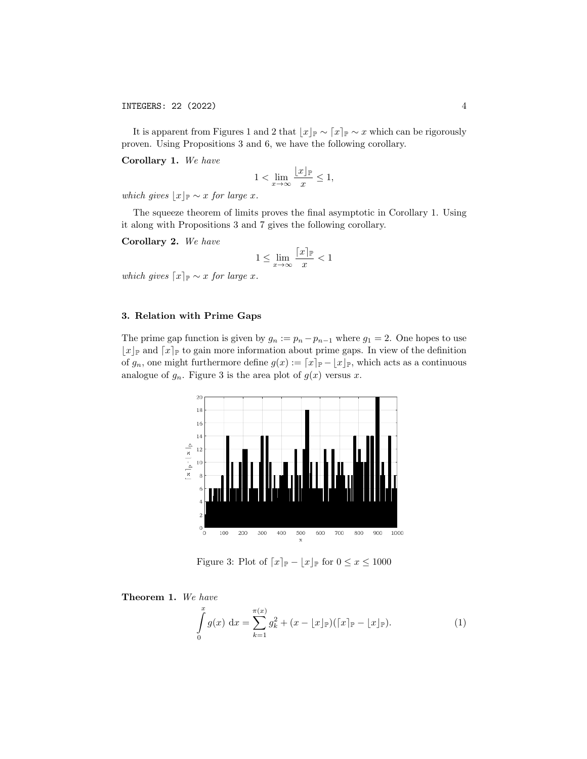It is apparent from Figures 1 and 2 that $\lfloor x \rfloor_{\mathbb{P}} \sim \lceil x \rceil_{\mathbb{P}} \sim x$ which can be rigorously proven. Using Propositions 3 and 6, we have the following corollary.

**Corollary 1.** *We have*

$$1 < \lim_{x \to \infty} \frac{\lfloor x \rfloor_{\mathbb{P}}}{x} \leq 1,$$

*which gives* $\lfloor x \rfloor_{\mathbb{P}} \sim x$ *for large* $x$.

The squeeze theorem of limits proves the final asymptotic in Corollary 1. Using it along with Propositions 3 and 7 gives the following corollary.

**Corollary 2.** *We have*

$$1 \leq \lim_{x \to \infty} \frac{\lceil x \rceil_{\mathbb{P}}}{x} < 1$$

*which gives* $\lceil x \rceil_{\mathbb{P}} \sim x$ *for large* $x$.

## 3. Relation with Prime Gaps

The prime gap function is given by $g_n := p_n - p_{n-1}$ where $g_1 = 2$. One hopes to use $\lfloor x \rfloor_{\mathbb{P}}$ and $\lceil x \rceil_{\mathbb{P}}$ to gain more information about prime gaps. In view of the definition of $g_n$, one might furthermore define $g(x) := \lceil x \rceil_{\mathbb{P}} - \lfloor x \rfloor_{\mathbb{P}}$, which acts as a continuous analogue of $g_n$. Figure 3 is the area plot of $g(x)$ versus $x$.

Figure 3: Plot of $\lceil x \rceil_{\mathbb{P}} - \lfloor x \rfloor_{\mathbb{P}}$ for $0 \leq x \leq 1000$

**Theorem 1.** *We have*

$$\int_0^x g(x) \, \mathrm{d}x = \sum_{k=1}^{\pi(x)} g_k^2 + (x - \lfloor x \rfloor_{\mathbb{P}})(\lceil x \rceil_{\mathbb{P}} - \lfloor x \rfloor_{\mathbb{P}}). \tag{1}$$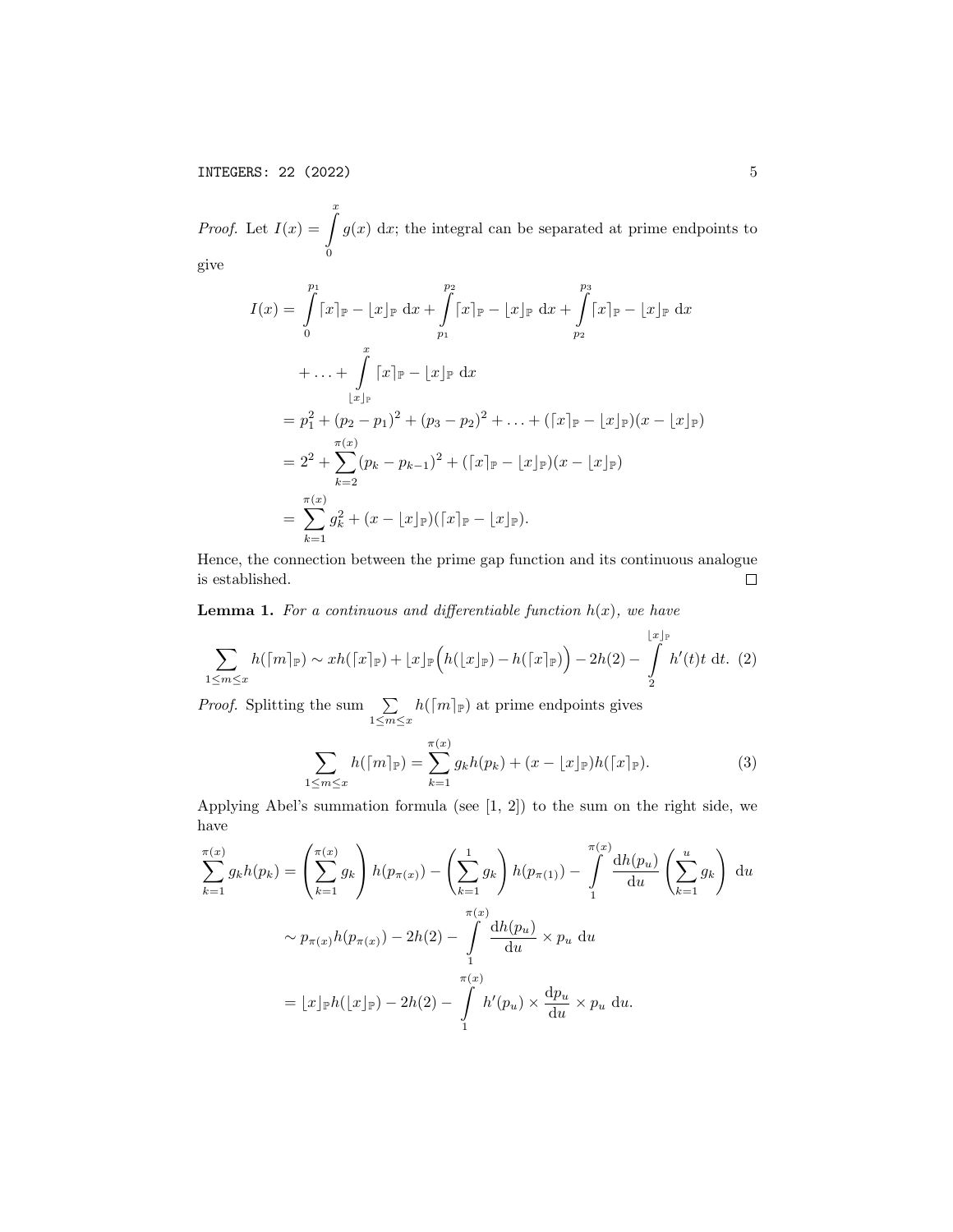*Proof.* Let $I(x) = \int\limits_0^x g(x)\ \mathrm{d}x$; the integral can be separated at prime endpoints to give

$$
\begin{aligned}
I(x) &= \int\limits_0^{p_1} \lceil x \rceil_{\mathbb{P}} - \lfloor x \rfloor_{\mathbb{P}}\ \mathrm{d}x + \int\limits_{p_1}^{p_2} \lceil x \rceil_{\mathbb{P}} - \lfloor x \rfloor_{\mathbb{P}}\ \mathrm{d}x + \int\limits_{p_2}^{p_3} \lceil x \rceil_{\mathbb{P}} - \lfloor x \rfloor_{\mathbb{P}}\ \mathrm{d}x \\
&\quad + \ldots + \int\limits_{\lfloor x \rfloor_{\mathbb{P}}}^{x} \lceil x \rceil_{\mathbb{P}} - \lfloor x \rfloor_{\mathbb{P}}\ \mathrm{d}x \\
&= p_1^2 + (p_2 - p_1)^2 + (p_3 - p_2)^2 + \ldots + (\lceil x \rceil_{\mathbb{P}} - \lfloor x \rfloor_{\mathbb{P}})(x - \lfloor x \rfloor_{\mathbb{P}}) \\
&= 2^2 + \sum_{k=2}^{\pi(x)} (p_k - p_{k-1})^2 + (\lceil x \rceil_{\mathbb{P}} - \lfloor x \rfloor_{\mathbb{P}})(x - \lfloor x \rfloor_{\mathbb{P}}) \\
&= \sum_{k=1}^{\pi(x)} g_k^2 + (x - \lfloor x \rfloor_{\mathbb{P}})(\lceil x \rceil_{\mathbb{P}} - \lfloor x \rfloor_{\mathbb{P}}).
\end{aligned}
$$

Hence, the connection between the prime gap function and its continuous analogue is established. □

**Lemma 1.** *For a continuous and differentiable function $h(x)$, we have*

$$
\sum_{1 \le m \le x} h(\lceil m \rceil_{\mathbb{P}}) \sim x h(\lceil x \rceil_{\mathbb{P}}) + \lfloor x \rfloor_{\mathbb{P}} \Big( h(\lfloor x \rfloor_{\mathbb{P}}) - h(\lceil x \rceil_{\mathbb{P}}) \Big) - 2h(2) - \int\limits_2^{\lfloor x \rfloor_{\mathbb{P}}} h'(t) t\ \mathrm{d}t. \quad (2)
$$

*Proof.* Splitting the sum $\sum\limits_{1 \le m \le x} h(\lceil m \rceil_{\mathbb{P}})$ at prime endpoints gives

$$
\sum_{1 \le m \le x} h(\lceil m \rceil_{\mathbb{P}}) = \sum_{k=1}^{\pi(x)} g_k h(p_k) + (x - \lfloor x \rfloor_{\mathbb{P}}) h(\lceil x \rceil_{\mathbb{P}}). \quad (3)
$$

Applying Abel's summation formula (see [1, 2]) to the sum on the right side, we have

$$
\begin{aligned}
\sum_{k=1}^{\pi(x)} g_k h(p_k) &= \left( \sum_{k=1}^{\pi(x)} g_k \right) h(p_{\pi(x)}) - \left( \sum_{k=1}^{1} g_k \right) h(p_{\pi(1)}) - \int\limits_1^{\pi(x)} \frac{\mathrm{d}h(p_u)}{\mathrm{d}u} \left( \sum_{k=1}^{u} g_k \right)\ \mathrm{d}u \\
&\sim p_{\pi(x)} h(p_{\pi(x)}) - 2h(2) - \int\limits_1^{\pi(x)} \frac{\mathrm{d}h(p_u)}{\mathrm{d}u} \times p_u\ \mathrm{d}u \\
&= \lfloor x \rfloor_{\mathbb{P}} h(\lfloor x \rfloor_{\mathbb{P}}) - 2h(2) - \int\limits_1^{\pi(x)} h'(p_u) \times \frac{\mathrm{d}p_u}{\mathrm{d}u} \times p_u\ \mathrm{d}u.
\end{aligned}
$$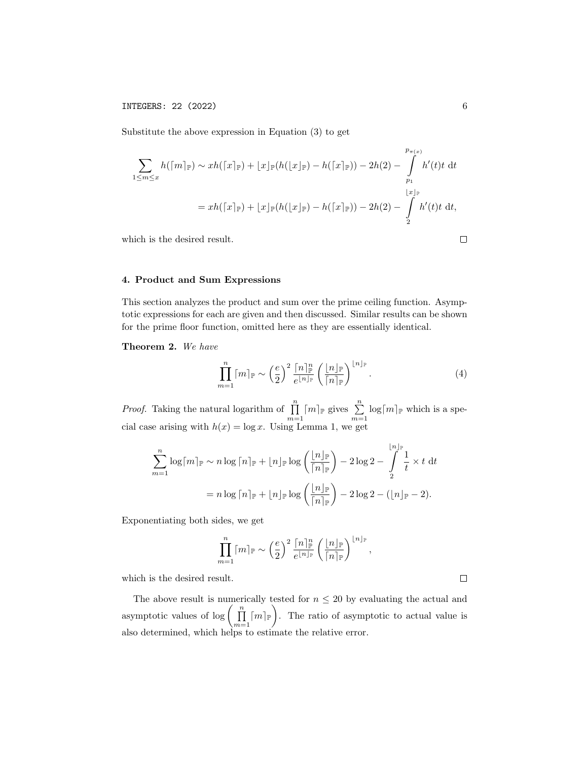Substitute the above expression in Equation (3) to get

$$\sum_{1 \le m \le x} h(\lceil m \rceil_{\mathbb{P}}) \sim x h(\lceil x \rceil_{\mathbb{P}}) + \lfloor x \rfloor_{\mathbb{P}} (h(\lfloor x \rfloor_{\mathbb{P}}) - h(\lceil x \rceil_{\mathbb{P}})) - 2h(2) - \int\limits_{p_1}^{p_{\pi(x)}} h'(t) t \; \mathrm{d}t$$

$$= x h(\lceil x \rceil_{\mathbb{P}}) + \lfloor x \rfloor_{\mathbb{P}} (h(\lfloor x \rfloor_{\mathbb{P}}) - h(\lceil x \rceil_{\mathbb{P}})) - 2h(2) - \int\limits_{2}^{\lfloor x \rfloor_{\mathbb{P}}} h'(t) t \; \mathrm{d}t,$$

which is the desired result. □

## 4. Product and Sum Expressions

This section analyzes the product and sum over the prime ceiling function. Asymptotic expressions for each are given and then discussed. Similar results can be shown for the prime floor function, omitted here as they are essentially identical.

**Theorem 2.** *We have*

$$\prod_{m=1}^{n} \lceil m \rceil_{\mathbb{P}} \sim \left(\frac{e}{2}\right)^2 \frac{\lceil n \rceil_{\mathbb{P}}^n}{e^{\lfloor n \rfloor_{\mathbb{P}}}} \left(\frac{\lfloor n \rfloor_{\mathbb{P}}}{\lceil n \rceil_{\mathbb{P}}}\right)^{\lfloor n \rfloor_{\mathbb{P}}}. \tag{4}$$

*Proof.* Taking the natural logarithm of $\prod_{m=1}^{n} \lceil m \rceil_{\mathbb{P}}$ gives $\sum_{m=1}^{n} \log \lceil m \rceil_{\mathbb{P}}$ which is a special case arising with $h(x) = \log x$. Using Lemma 1, we get

$$\sum_{m=1}^{n} \log \lceil m \rceil_{\mathbb{P}} \sim n \log \lceil n \rceil_{\mathbb{P}} + \lfloor n \rfloor_{\mathbb{P}} \log \left(\frac{\lfloor n \rfloor_{\mathbb{P}}}{\lceil n \rceil_{\mathbb{P}}}\right) - 2 \log 2 - \int\limits_{2}^{\lfloor n \rfloor_{\mathbb{P}}} \frac{1}{t} \times t \; \mathrm{d}t$$

$$= n \log \lceil n \rceil_{\mathbb{P}} + \lfloor n \rfloor_{\mathbb{P}} \log \left(\frac{\lfloor n \rfloor_{\mathbb{P}}}{\lceil n \rceil_{\mathbb{P}}}\right) - 2 \log 2 - (\lfloor n \rfloor_{\mathbb{P}} - 2).$$

Exponentiating both sides, we get

$$\prod_{m=1}^{n} \lceil m \rceil_{\mathbb{P}} \sim \left(\frac{e}{2}\right)^2 \frac{\lceil n \rceil_{\mathbb{P}}^n}{e^{\lfloor n \rfloor_{\mathbb{P}}}} \left(\frac{\lfloor n \rfloor_{\mathbb{P}}}{\lceil n \rceil_{\mathbb{P}}}\right)^{\lfloor n \rfloor_{\mathbb{P}}},$$

which is the desired result. □

The above result is numerically tested for $n \le 20$ by evaluating the actual and asymptotic values of $\log\left(\prod_{m=1}^{n} \lceil m \rceil_{\mathbb{P}}\right)$. The ratio of asymptotic to actual value is also determined, which helps to estimate the relative error.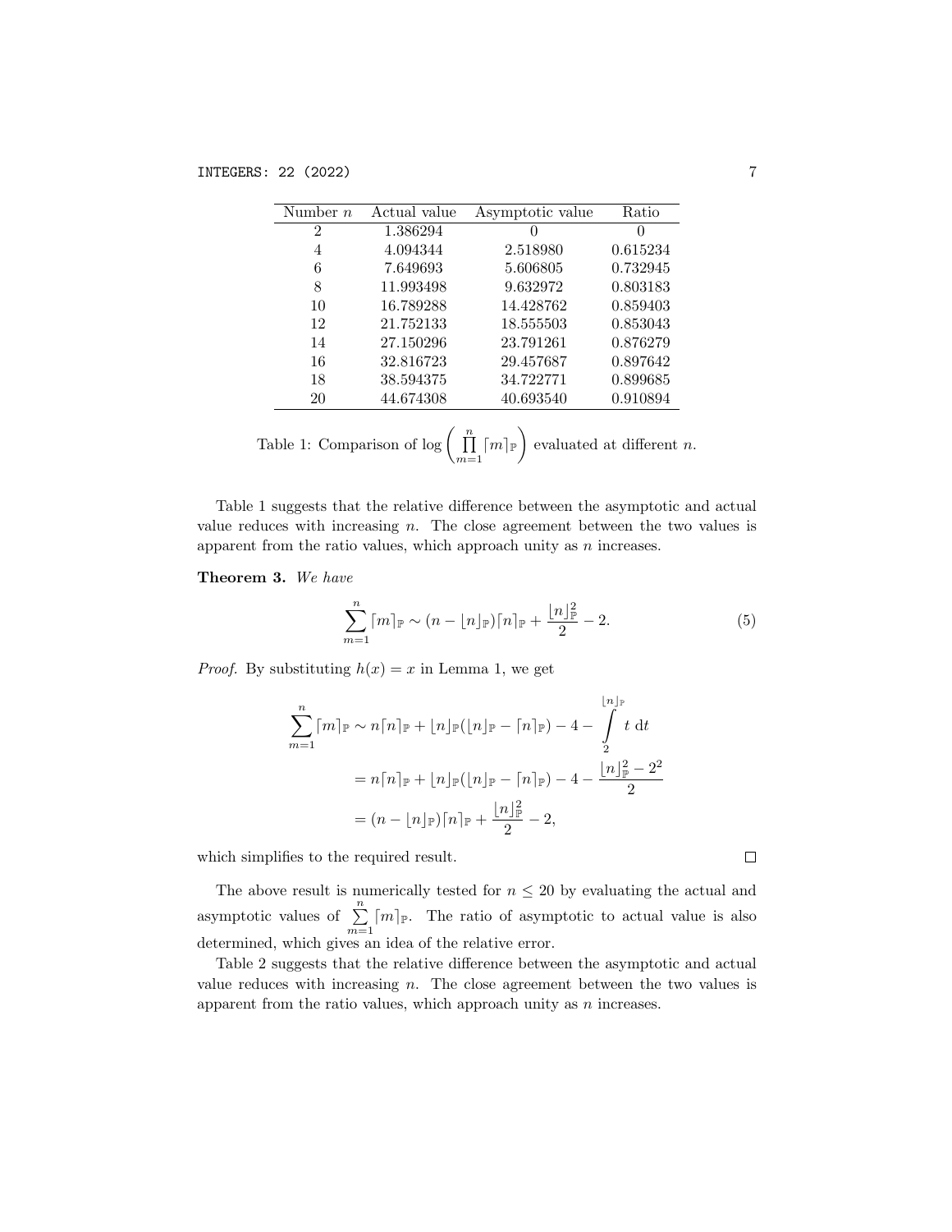| Number $n$ | Actual value | Asymptotic value | Ratio |
|---|---|---|---|
| 2 | 1.386294 | 0 | 0 |
| 4 | 4.094344 | 2.518980 | 0.615234 |
| 6 | 7.649693 | 5.606805 | 0.732945 |
| 8 | 11.993498 | 9.632972 | 0.803183 |
| 10 | 16.789288 | 14.428762 | 0.859403 |
| 12 | 21.752133 | 18.555503 | 0.853043 |
| 14 | 27.150296 | 23.791261 | 0.876279 |
| 16 | 32.816723 | 29.457687 | 0.897642 |
| 18 | 38.594375 | 34.722771 | 0.899685 |
| 20 | 44.674308 | 40.693540 | 0.910894 |

Table 1: Comparison of $\log\left(\prod_{m=1}^{n} \lceil m \rceil_{\mathbb{P}}\right)$ evaluated at different $n$.

Table 1 suggests that the relative difference between the asymptotic and actual value reduces with increasing $n$. The close agreement between the two values is apparent from the ratio values, which approach unity as $n$ increases.

**Theorem 3.** *We have*

$$\sum_{m=1}^{n} \lceil m \rceil_{\mathbb{P}} \sim (n - \lfloor n \rfloor_{\mathbb{P}})\lceil n \rceil_{\mathbb{P}} + \frac{\lfloor n \rfloor_{\mathbb{P}}^2}{2} - 2. \tag{5}$$

*Proof.* By substituting $h(x) = x$ in Lemma 1, we get

$$\begin{aligned}
\sum_{m=1}^{n} \lceil m \rceil_{\mathbb{P}} &\sim n\lceil n \rceil_{\mathbb{P}} + \lfloor n \rfloor_{\mathbb{P}}(\lfloor n \rfloor_{\mathbb{P}} - \lceil n \rceil_{\mathbb{P}}) - 4 - \int_{2}^{\lfloor n \rfloor_{\mathbb{P}}} t \, \mathrm{d}t \\
&= n\lceil n \rceil_{\mathbb{P}} + \lfloor n \rfloor_{\mathbb{P}}(\lfloor n \rfloor_{\mathbb{P}} - \lceil n \rceil_{\mathbb{P}}) - 4 - \frac{\lfloor n \rfloor_{\mathbb{P}}^2 - 2^2}{2} \\
&= (n - \lfloor n \rfloor_{\mathbb{P}})\lceil n \rceil_{\mathbb{P}} + \frac{\lfloor n \rfloor_{\mathbb{P}}^2}{2} - 2,
\end{aligned}$$

which simplifies to the required result. $\square$

The above result is numerically tested for $n \leq 20$ by evaluating the actual and asymptotic values of $\sum_{m=1}^{n} \lceil m \rceil_{\mathbb{P}}$. The ratio of asymptotic to actual value is also determined, which gives an idea of the relative error.

Table 2 suggests that the relative difference between the asymptotic and actual value reduces with increasing $n$. The close agreement between the two values is apparent from the ratio values, which approach unity as $n$ increases.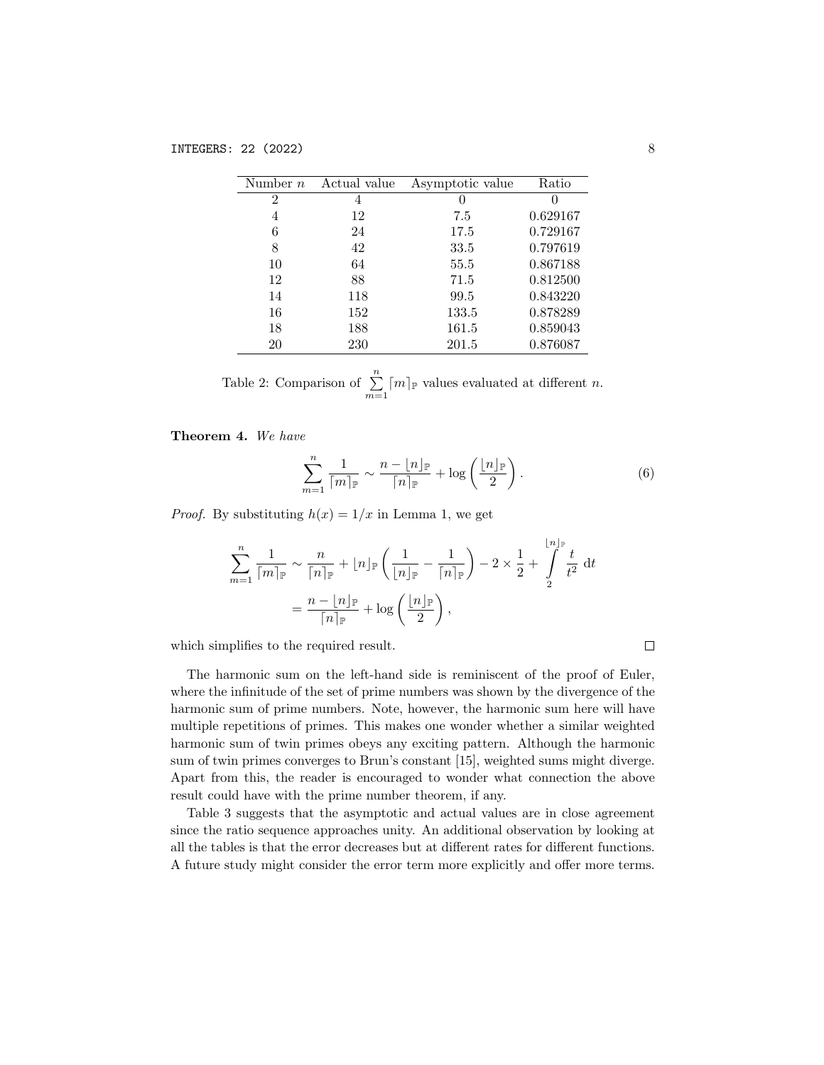| Number $n$ | Actual value | Asymptotic value | Ratio |
|---|---|---|---|
| 2 | 4 | 0 | 0 |
| 4 | 12 | 7.5 | 0.629167 |
| 6 | 24 | 17.5 | 0.729167 |
| 8 | 42 | 33.5 | 0.797619 |
| 10 | 64 | 55.5 | 0.867188 |
| 12 | 88 | 71.5 | 0.812500 |
| 14 | 118 | 99.5 | 0.843220 |
| 16 | 152 | 133.5 | 0.878289 |
| 18 | 188 | 161.5 | 0.859043 |
| 20 | 230 | 201.5 | 0.876087 |

Table 2: Comparison of $\sum\limits_{m=1}^{n} \lceil m \rceil_{\mathbb{P}}$ values evaluated at different $n$.

**Theorem 4.** *We have*

$$\sum_{m=1}^{n} \frac{1}{\lceil m \rceil_{\mathbb{P}}} \sim \frac{n - \lfloor n \rfloor_{\mathbb{P}}}{\lceil n \rceil_{\mathbb{P}}} + \log\left(\frac{\lfloor n \rfloor_{\mathbb{P}}}{2}\right). \tag{6}$$

*Proof.* By substituting $h(x) = 1/x$ in Lemma 1, we get

$$\begin{aligned}\sum_{m=1}^{n} \frac{1}{\lceil m \rceil_{\mathbb{P}}} &\sim \frac{n}{\lceil n \rceil_{\mathbb{P}}} + \lfloor n \rfloor_{\mathbb{P}} \left(\frac{1}{\lfloor n \rfloor_{\mathbb{P}}} - \frac{1}{\lceil n \rceil_{\mathbb{P}}}\right) - 2 \times \frac{1}{2} + \int_{2}^{\lfloor n \rfloor_{\mathbb{P}}} \frac{t}{t^2} \, \mathrm{d}t \\ &= \frac{n - \lfloor n \rfloor_{\mathbb{P}}}{\lceil n \rceil_{\mathbb{P}}} + \log\left(\frac{\lfloor n \rfloor_{\mathbb{P}}}{2}\right),\end{aligned}$$

which simplifies to the required result. □

The harmonic sum on the left-hand side is reminiscent of the proof of Euler, where the infinitude of the set of prime numbers was shown by the divergence of the harmonic sum of prime numbers. Note, however, the harmonic sum here will have multiple repetitions of primes. This makes one wonder whether a similar weighted harmonic sum of twin primes obeys any exciting pattern. Although the harmonic sum of twin primes converges to Brun's constant [15], weighted sums might diverge. Apart from this, the reader is encouraged to wonder what connection the above result could have with the prime number theorem, if any.

Table 3 suggests that the asymptotic and actual values are in close agreement since the ratio sequence approaches unity. An additional observation by looking at all the tables is that the error decreases but at different rates for different functions. A future study might consider the error term more explicitly and offer more terms.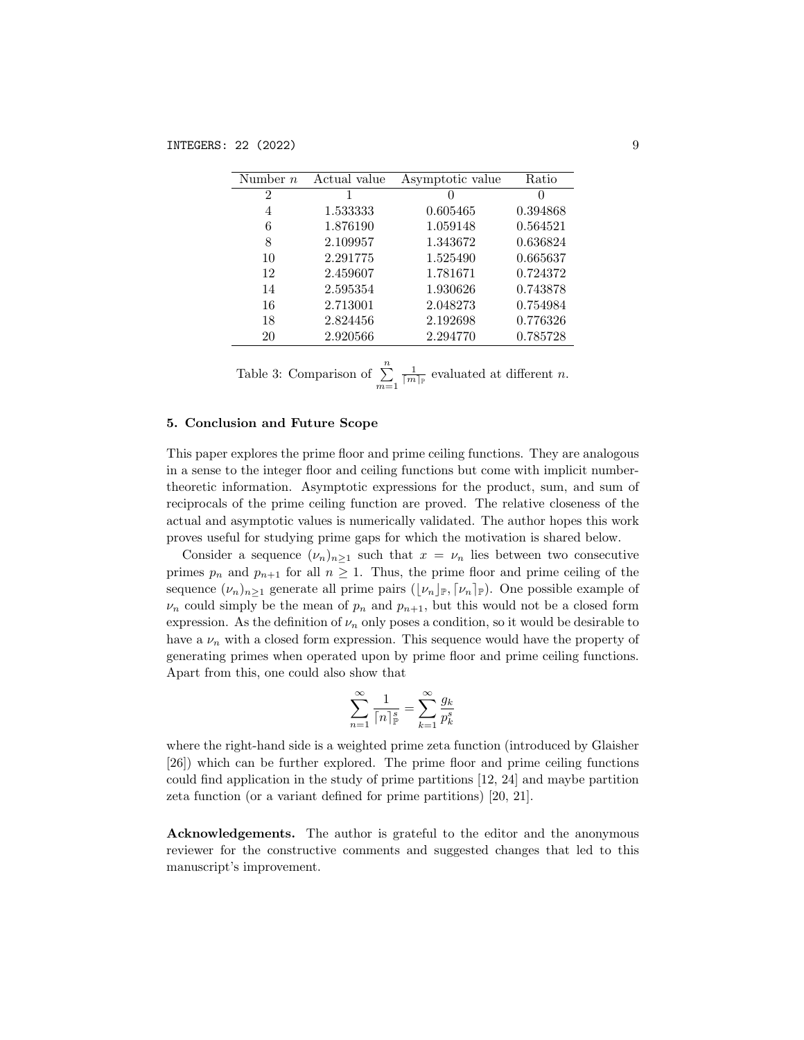| Number $n$ | Actual value | Asymptotic value | Ratio |
|---|---|---|---|
| 2 | 1 | 0 | 0 |
| 4 | 1.533333 | 0.605465 | 0.394868 |
| 6 | 1.876190 | 1.059148 | 0.564521 |
| 8 | 2.109957 | 1.343672 | 0.636824 |
| 10 | 2.291775 | 1.525490 | 0.665637 |
| 12 | 2.459607 | 1.781671 | 0.724372 |
| 14 | 2.595354 | 1.930626 | 0.743878 |
| 16 | 2.713001 | 2.048273 | 0.754984 |
| 18 | 2.824456 | 2.192698 | 0.776326 |
| 20 | 2.920566 | 2.294770 | 0.785728 |

Table 3: Comparison of $\sum_{m=1}^{n} \frac{1}{\lceil m \rceil_{\mathbb{P}}}$ evaluated at different $n$.

## 5. Conclusion and Future Scope

This paper explores the prime floor and prime ceiling functions. They are analogous in a sense to the integer floor and ceiling functions but come with implicit number-theoretic information. Asymptotic expressions for the product, sum, and sum of reciprocals of the prime ceiling function are proved. The relative closeness of the actual and asymptotic values is numerically validated. The author hopes this work proves useful for studying prime gaps for which the motivation is shared below.

Consider a sequence $(\nu_n)_{n\geq 1}$ such that $x = \nu_n$ lies between two consecutive primes $p_n$ and $p_{n+1}$ for all $n \geq 1$. Thus, the prime floor and prime ceiling of the sequence $(\nu_n)_{n\geq 1}$ generate all prime pairs $(\lfloor \nu_n \rfloor_{\mathbb{P}}, \lceil \nu_n \rceil_{\mathbb{P}})$. One possible example of $\nu_n$ could simply be the mean of $p_n$ and $p_{n+1}$, but this would not be a closed form expression. As the definition of $\nu_n$ only poses a condition, so it would be desirable to have a $\nu_n$ with a closed form expression. This sequence would have the property of generating primes when operated upon by prime floor and prime ceiling functions. Apart from this, one could also show that

$$\sum_{n=1}^{\infty} \frac{1}{\lceil n \rceil_{\mathbb{P}}^{s}} = \sum_{k=1}^{\infty} \frac{g_k}{p_k^s}$$

where the right-hand side is a weighted prime zeta function (introduced by Glaisher [26]) which can be further explored. The prime floor and prime ceiling functions could find application in the study of prime partitions [12, 24] and maybe partition zeta function (or a variant defined for prime partitions) [20, 21].

**Acknowledgements.** The author is grateful to the editor and the anonymous reviewer for the constructive comments and suggested changes that led to this manuscript's improvement.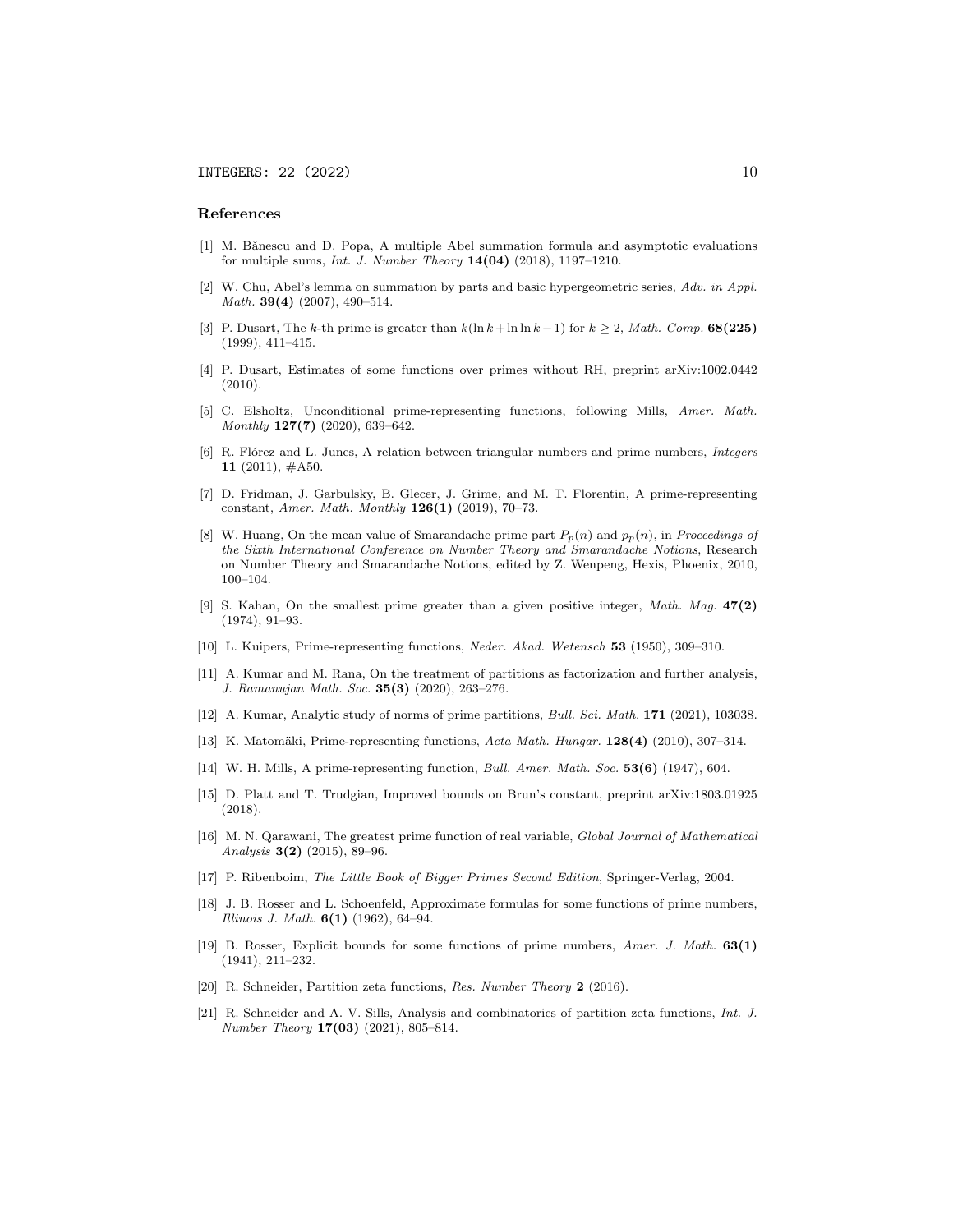## References

[1] M. Bănescu and D. Popa, A multiple Abel summation formula and asymptotic evaluations for multiple sums, *Int. J. Number Theory* **14(04)** (2018), 1197–1210.

[2] W. Chu, Abel's lemma on summation by parts and basic hypergeometric series, *Adv. in Appl. Math.* **39(4)** (2007), 490–514.

[3] P. Dusart, The $k$-th prime is greater than $k(\ln k + \ln\ln k - 1)$ for $k \geq 2$, *Math. Comp.* **68(225)** (1999), 411–415.

[4] P. Dusart, Estimates of some functions over primes without RH, preprint arXiv:1002.0442 (2010).

[5] C. Elsholtz, Unconditional prime-representing functions, following Mills, *Amer. Math. Monthly* **127(7)** (2020), 639–642.

[6] R. Flórez and L. Junes, A relation between triangular numbers and prime numbers, *Integers* **11** (2011), #A50.

[7] D. Fridman, J. Garbulsky, B. Glecer, J. Grime, and M. T. Florentin, A prime-representing constant, *Amer. Math. Monthly* **126(1)** (2019), 70–73.

[8] W. Huang, On the mean value of Smarandache prime part $P_p(n)$ and $p_p(n)$, in *Proceedings of the Sixth International Conference on Number Theory and Smarandache Notions*, Research on Number Theory and Smarandache Notions, edited by Z. Wenpeng, Hexis, Phoenix, 2010, 100–104.

[9] S. Kahan, On the smallest prime greater than a given positive integer, *Math. Mag.* **47(2)** (1974), 91–93.

[10] L. Kuipers, Prime-representing functions, *Neder. Akad. Wetensch* **53** (1950), 309–310.

[11] A. Kumar and M. Rana, On the treatment of partitions as factorization and further analysis, *J. Ramanujan Math. Soc.* **35(3)** (2020), 263–276.

[12] A. Kumar, Analytic study of norms of prime partitions, *Bull. Sci. Math.* **171** (2021), 103038.

[13] K. Matomäki, Prime-representing functions, *Acta Math. Hungar.* **128(4)** (2010), 307–314.

[14] W. H. Mills, A prime-representing function, *Bull. Amer. Math. Soc.* **53(6)** (1947), 604.

[15] D. Platt and T. Trudgian, Improved bounds on Brun's constant, preprint arXiv:1803.01925 (2018).

[16] M. N. Qarawani, The greatest prime function of real variable, *Global Journal of Mathematical Analysis* **3(2)** (2015), 89–96.

[17] P. Ribenboim, *The Little Book of Bigger Primes Second Edition*, Springer-Verlag, 2004.

[18] J. B. Rosser and L. Schoenfeld, Approximate formulas for some functions of prime numbers, *Illinois J. Math.* **6(1)** (1962), 64–94.

[19] B. Rosser, Explicit bounds for some functions of prime numbers, *Amer. J. Math.* **63(1)** (1941), 211–232.

[20] R. Schneider, Partition zeta functions, *Res. Number Theory* **2** (2016).

[21] R. Schneider and A. V. Sills, Analysis and combinatorics of partition zeta functions, *Int. J. Number Theory* **17(03)** (2021), 805–814.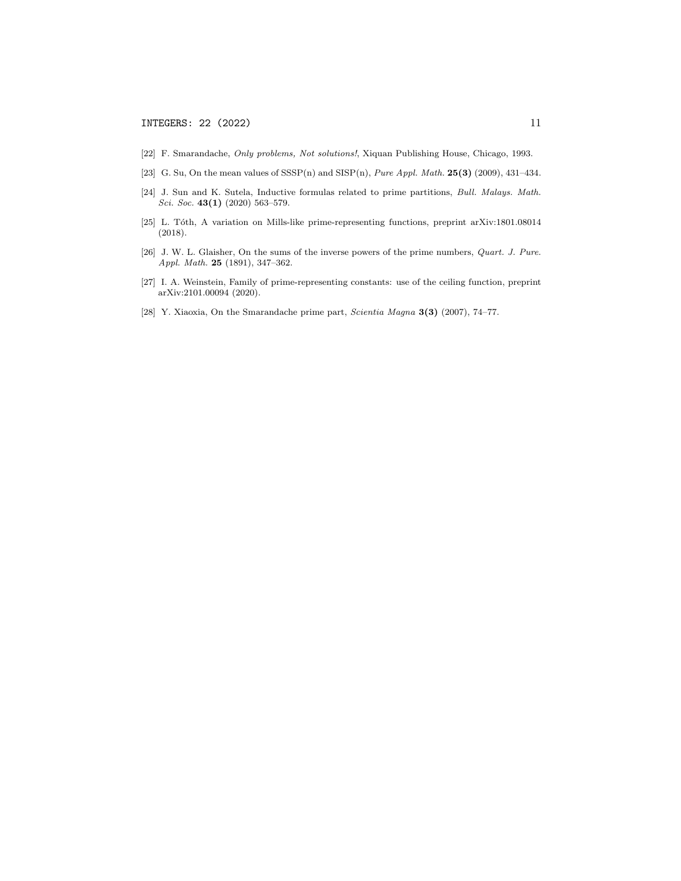[22] F. Smarandache, *Only problems, Not solutions!*, Xiquan Publishing House, Chicago, 1993.

[23] G. Su, On the mean values of SSSP(n) and SISP(n), *Pure Appl. Math.* **25(3)** (2009), 431–434.

[24] J. Sun and K. Sutela, Inductive formulas related to prime partitions, *Bull. Malays. Math. Sci. Soc.* **43(1)** (2020) 563–579.

[25] L. Tóth, A variation on Mills-like prime-representing functions, preprint arXiv:1801.08014 (2018).

[26] J. W. L. Glaisher, On the sums of the inverse powers of the prime numbers, *Quart. J. Pure. Appl. Math.* **25** (1891), 347–362.

[27] I. A. Weinstein, Family of prime-representing constants: use of the ceiling function, preprint arXiv:2101.00094 (2020).

[28] Y. Xiaoxia, On the Smarandache prime part, *Scientia Magna* **3(3)** (2007), 74–77.